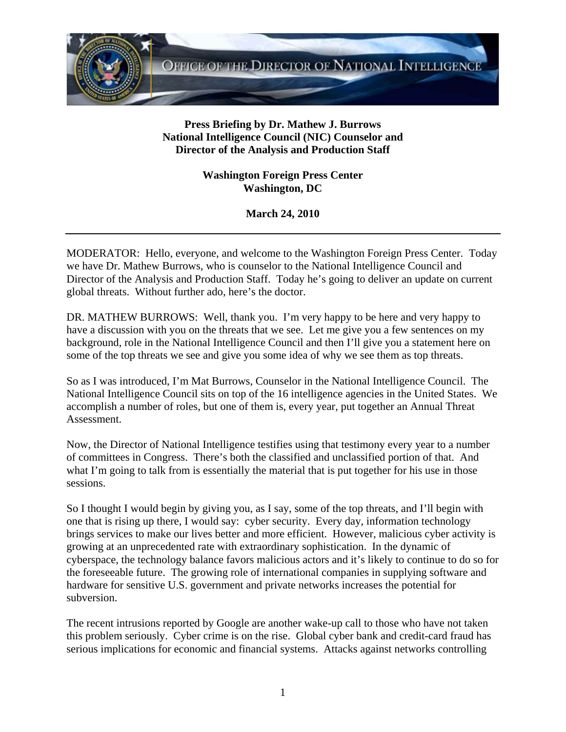**Press Briefing by Dr. Mathew J. Burrows**
**National Intelligence Council (NIC) Counselor and**
**Director of the Analysis and Production Staff**

**Washington Foreign Press Center**
**Washington, DC**

**March 24, 2010**

---

MODERATOR: Hello, everyone, and welcome to the Washington Foreign Press Center. Today we have Dr. Mathew Burrows, who is counselor to the National Intelligence Council and Director of the Analysis and Production Staff. Today he's going to deliver an update on current global threats. Without further ado, here's the doctor.

DR. MATHEW BURROWS: Well, thank you. I'm very happy to be here and very happy to have a discussion with you on the threats that we see. Let me give you a few sentences on my background, role in the National Intelligence Council and then I'll give you a statement here on some of the top threats we see and give you some idea of why we see them as top threats.

So as I was introduced, I'm Mat Burrows, Counselor in the National Intelligence Council. The National Intelligence Council sits on top of the 16 intelligence agencies in the United States. We accomplish a number of roles, but one of them is, every year, put together an Annual Threat Assessment.

Now, the Director of National Intelligence testifies using that testimony every year to a number of committees in Congress. There's both the classified and unclassified portion of that. And what I'm going to talk from is essentially the material that is put together for his use in those sessions.

So I thought I would begin by giving you, as I say, some of the top threats, and I'll begin with one that is rising up there, I would say: cyber security. Every day, information technology brings services to make our lives better and more efficient. However, malicious cyber activity is growing at an unprecedented rate with extraordinary sophistication. In the dynamic of cyberspace, the technology balance favors malicious actors and it's likely to continue to do so for the foreseeable future. The growing role of international companies in supplying software and hardware for sensitive U.S. government and private networks increases the potential for subversion.

The recent intrusions reported by Google are another wake-up call to those who have not taken this problem seriously. Cyber crime is on the rise. Global cyber bank and credit-card fraud has serious implications for economic and financial systems. Attacks against networks controlling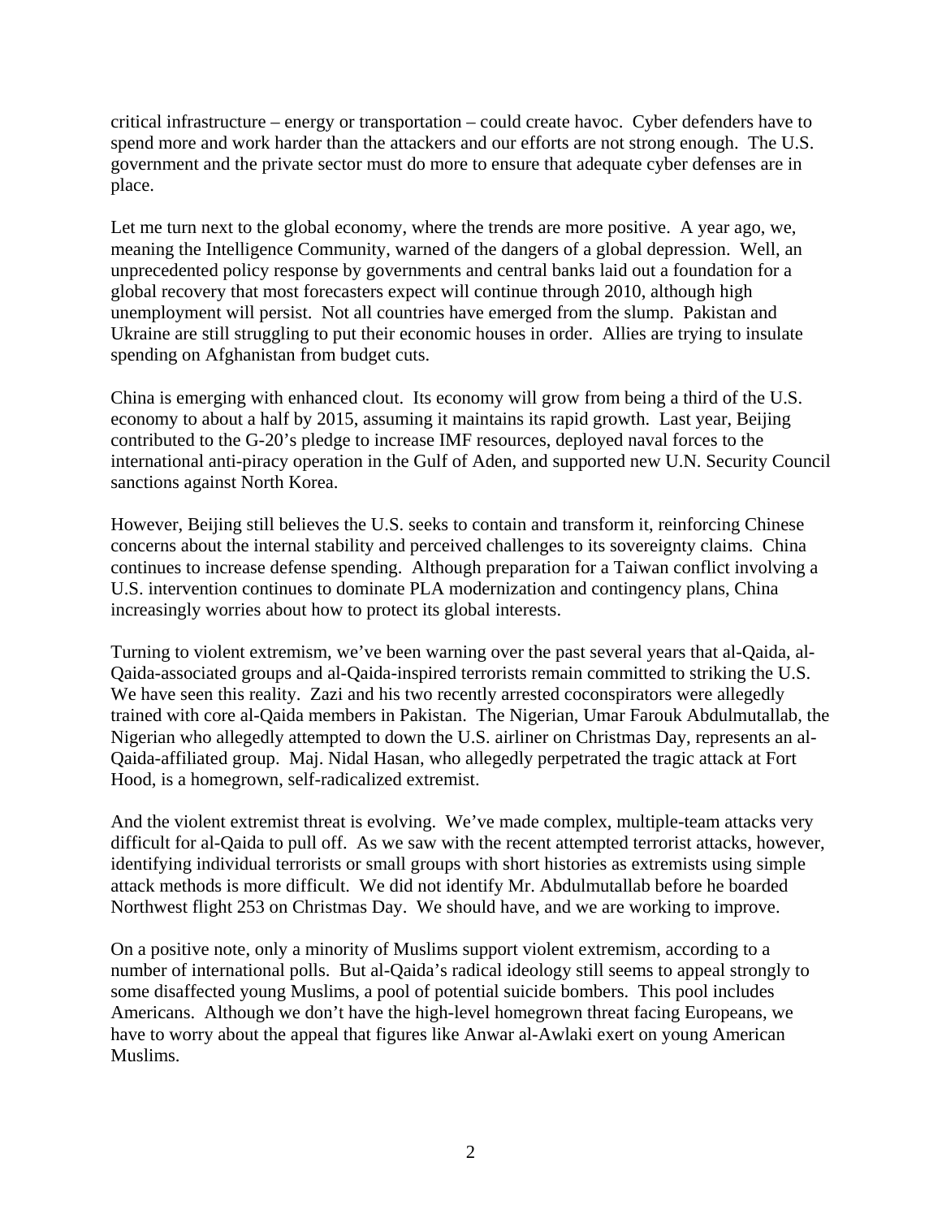critical infrastructure – energy or transportation – could create havoc. Cyber defenders have to spend more and work harder than the attackers and our efforts are not strong enough. The U.S. government and the private sector must do more to ensure that adequate cyber defenses are in place.

Let me turn next to the global economy, where the trends are more positive. A year ago, we, meaning the Intelligence Community, warned of the dangers of a global depression. Well, an unprecedented policy response by governments and central banks laid out a foundation for a global recovery that most forecasters expect will continue through 2010, although high unemployment will persist. Not all countries have emerged from the slump. Pakistan and Ukraine are still struggling to put their economic houses in order. Allies are trying to insulate spending on Afghanistan from budget cuts.

China is emerging with enhanced clout. Its economy will grow from being a third of the U.S. economy to about a half by 2015, assuming it maintains its rapid growth. Last year, Beijing contributed to the G-20's pledge to increase IMF resources, deployed naval forces to the international anti-piracy operation in the Gulf of Aden, and supported new U.N. Security Council sanctions against North Korea.

However, Beijing still believes the U.S. seeks to contain and transform it, reinforcing Chinese concerns about the internal stability and perceived challenges to its sovereignty claims. China continues to increase defense spending. Although preparation for a Taiwan conflict involving a U.S. intervention continues to dominate PLA modernization and contingency plans, China increasingly worries about how to protect its global interests.

Turning to violent extremism, we've been warning over the past several years that al-Qaida, al-Qaida-associated groups and al-Qaida-inspired terrorists remain committed to striking the U.S. We have seen this reality. Zazi and his two recently arrested coconspirators were allegedly trained with core al-Qaida members in Pakistan. The Nigerian, Umar Farouk Abdulmutallab, the Nigerian who allegedly attempted to down the U.S. airliner on Christmas Day, represents an al-Qaida-affiliated group. Maj. Nidal Hasan, who allegedly perpetrated the tragic attack at Fort Hood, is a homegrown, self-radicalized extremist.

And the violent extremist threat is evolving. We've made complex, multiple-team attacks very difficult for al-Qaida to pull off. As we saw with the recent attempted terrorist attacks, however, identifying individual terrorists or small groups with short histories as extremists using simple attack methods is more difficult. We did not identify Mr. Abdulmutallab before he boarded Northwest flight 253 on Christmas Day. We should have, and we are working to improve.

On a positive note, only a minority of Muslims support violent extremism, according to a number of international polls. But al-Qaida's radical ideology still seems to appeal strongly to some disaffected young Muslims, a pool of potential suicide bombers. This pool includes Americans. Although we don't have the high-level homegrown threat facing Europeans, we have to worry about the appeal that figures like Anwar al-Awlaki exert on young American Muslims.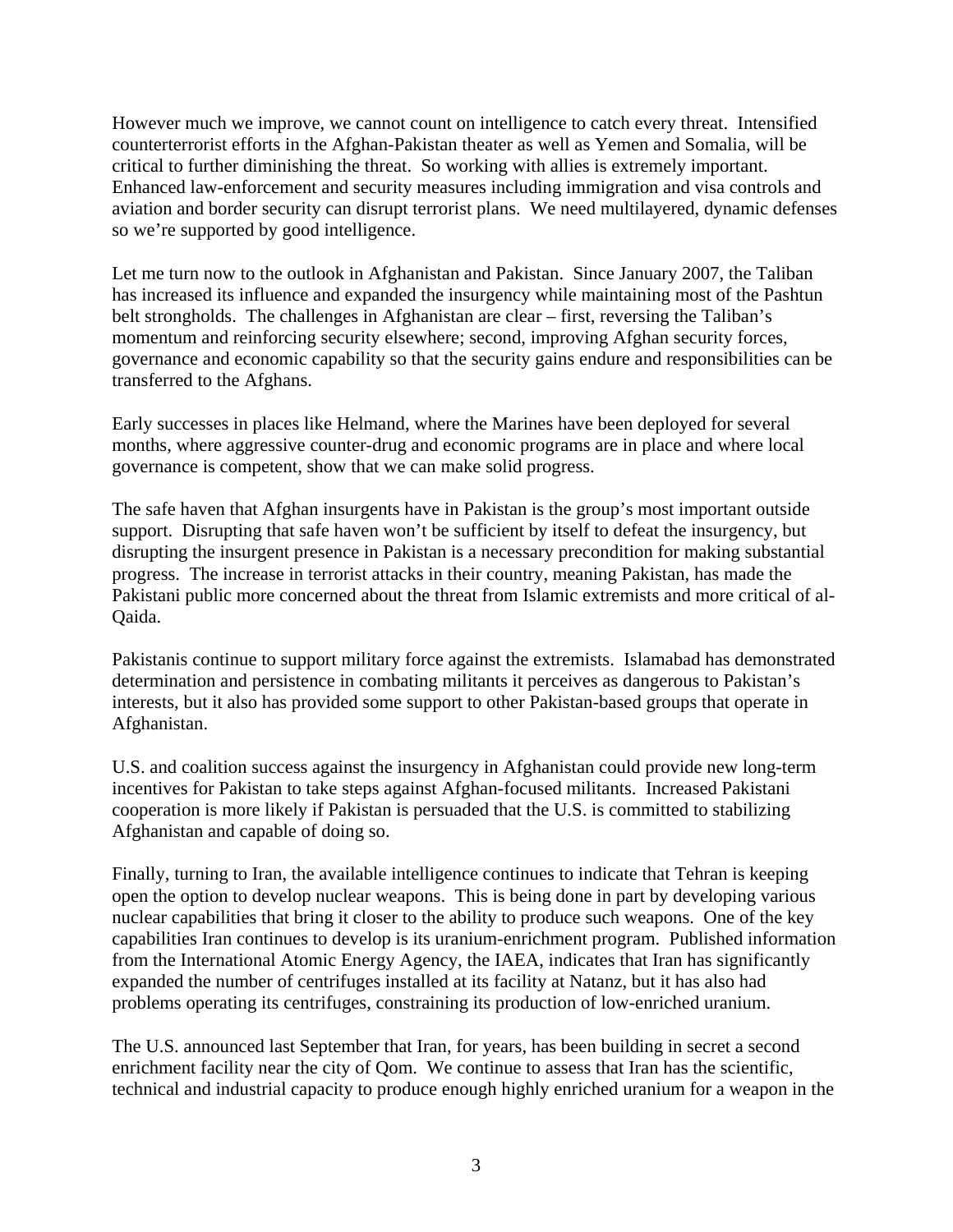However much we improve, we cannot count on intelligence to catch every threat. Intensified counterterrorist efforts in the Afghan-Pakistan theater as well as Yemen and Somalia, will be critical to further diminishing the threat. So working with allies is extremely important. Enhanced law-enforcement and security measures including immigration and visa controls and aviation and border security can disrupt terrorist plans. We need multilayered, dynamic defenses so we're supported by good intelligence.

Let me turn now to the outlook in Afghanistan and Pakistan. Since January 2007, the Taliban has increased its influence and expanded the insurgency while maintaining most of the Pashtun belt strongholds. The challenges in Afghanistan are clear – first, reversing the Taliban's momentum and reinforcing security elsewhere; second, improving Afghan security forces, governance and economic capability so that the security gains endure and responsibilities can be transferred to the Afghans.

Early successes in places like Helmand, where the Marines have been deployed for several months, where aggressive counter-drug and economic programs are in place and where local governance is competent, show that we can make solid progress.

The safe haven that Afghan insurgents have in Pakistan is the group's most important outside support. Disrupting that safe haven won't be sufficient by itself to defeat the insurgency, but disrupting the insurgent presence in Pakistan is a necessary precondition for making substantial progress. The increase in terrorist attacks in their country, meaning Pakistan, has made the Pakistani public more concerned about the threat from Islamic extremists and more critical of al-Qaida.

Pakistanis continue to support military force against the extremists. Islamabad has demonstrated determination and persistence in combating militants it perceives as dangerous to Pakistan's interests, but it also has provided some support to other Pakistan-based groups that operate in Afghanistan.

U.S. and coalition success against the insurgency in Afghanistan could provide new long-term incentives for Pakistan to take steps against Afghan-focused militants. Increased Pakistani cooperation is more likely if Pakistan is persuaded that the U.S. is committed to stabilizing Afghanistan and capable of doing so.

Finally, turning to Iran, the available intelligence continues to indicate that Tehran is keeping open the option to develop nuclear weapons. This is being done in part by developing various nuclear capabilities that bring it closer to the ability to produce such weapons. One of the key capabilities Iran continues to develop is its uranium-enrichment program. Published information from the International Atomic Energy Agency, the IAEA, indicates that Iran has significantly expanded the number of centrifuges installed at its facility at Natanz, but it has also had problems operating its centrifuges, constraining its production of low-enriched uranium.

The U.S. announced last September that Iran, for years, has been building in secret a second enrichment facility near the city of Qom. We continue to assess that Iran has the scientific, technical and industrial capacity to produce enough highly enriched uranium for a weapon in the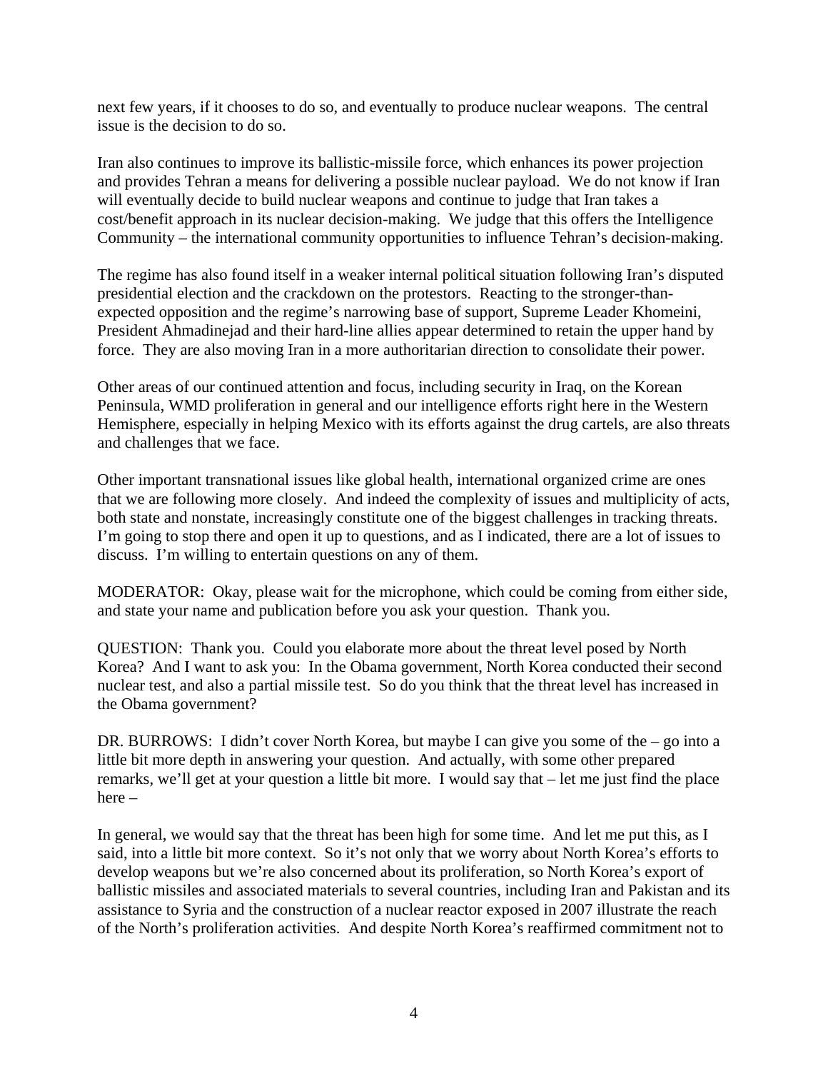next few years, if it chooses to do so, and eventually to produce nuclear weapons. The central issue is the decision to do so.

Iran also continues to improve its ballistic-missile force, which enhances its power projection and provides Tehran a means for delivering a possible nuclear payload. We do not know if Iran will eventually decide to build nuclear weapons and continue to judge that Iran takes a cost/benefit approach in its nuclear decision-making. We judge that this offers the Intelligence Community – the international community opportunities to influence Tehran's decision-making.

The regime has also found itself in a weaker internal political situation following Iran's disputed presidential election and the crackdown on the protestors. Reacting to the stronger-than-expected opposition and the regime's narrowing base of support, Supreme Leader Khomeini, President Ahmadinejad and their hard-line allies appear determined to retain the upper hand by force. They are also moving Iran in a more authoritarian direction to consolidate their power.

Other areas of our continued attention and focus, including security in Iraq, on the Korean Peninsula, WMD proliferation in general and our intelligence efforts right here in the Western Hemisphere, especially in helping Mexico with its efforts against the drug cartels, are also threats and challenges that we face.

Other important transnational issues like global health, international organized crime are ones that we are following more closely. And indeed the complexity of issues and multiplicity of acts, both state and nonstate, increasingly constitute one of the biggest challenges in tracking threats. I'm going to stop there and open it up to questions, and as I indicated, there are a lot of issues to discuss. I'm willing to entertain questions on any of them.

MODERATOR: Okay, please wait for the microphone, which could be coming from either side, and state your name and publication before you ask your question. Thank you.

QUESTION: Thank you. Could you elaborate more about the threat level posed by North Korea? And I want to ask you: In the Obama government, North Korea conducted their second nuclear test, and also a partial missile test. So do you think that the threat level has increased in the Obama government?

DR. BURROWS: I didn't cover North Korea, but maybe I can give you some of the – go into a little bit more depth in answering your question. And actually, with some other prepared remarks, we'll get at your question a little bit more. I would say that – let me just find the place here –

In general, we would say that the threat has been high for some time. And let me put this, as I said, into a little bit more context. So it's not only that we worry about North Korea's efforts to develop weapons but we're also concerned about its proliferation, so North Korea's export of ballistic missiles and associated materials to several countries, including Iran and Pakistan and its assistance to Syria and the construction of a nuclear reactor exposed in 2007 illustrate the reach of the North's proliferation activities. And despite North Korea's reaffirmed commitment not to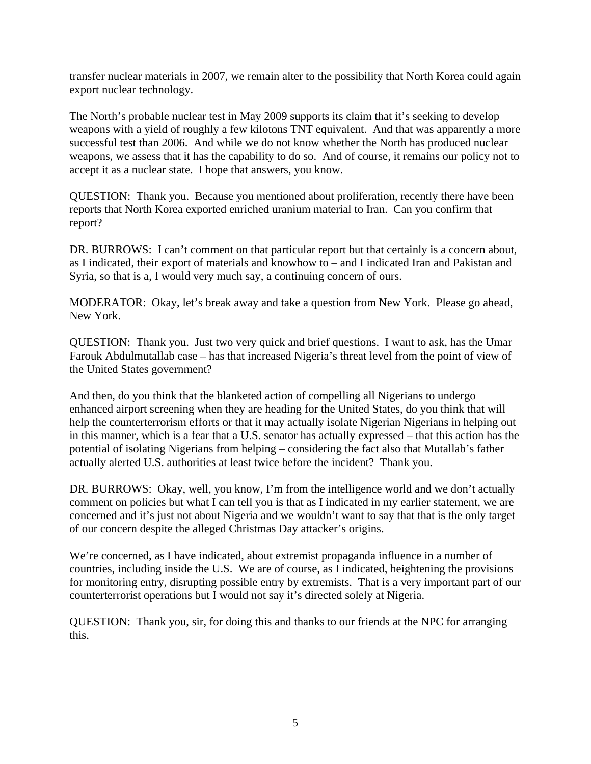transfer nuclear materials in 2007, we remain alter to the possibility that North Korea could again export nuclear technology.

The North's probable nuclear test in May 2009 supports its claim that it's seeking to develop weapons with a yield of roughly a few kilotons TNT equivalent. And that was apparently a more successful test than 2006. And while we do not know whether the North has produced nuclear weapons, we assess that it has the capability to do so. And of course, it remains our policy not to accept it as a nuclear state. I hope that answers, you know.

QUESTION: Thank you. Because you mentioned about proliferation, recently there have been reports that North Korea exported enriched uranium material to Iran. Can you confirm that report?

DR. BURROWS: I can't comment on that particular report but that certainly is a concern about, as I indicated, their export of materials and knowhow to – and I indicated Iran and Pakistan and Syria, so that is a, I would very much say, a continuing concern of ours.

MODERATOR: Okay, let's break away and take a question from New York. Please go ahead, New York.

QUESTION: Thank you. Just two very quick and brief questions. I want to ask, has the Umar Farouk Abdulmutallab case – has that increased Nigeria's threat level from the point of view of the United States government?

And then, do you think that the blanketed action of compelling all Nigerians to undergo enhanced airport screening when they are heading for the United States, do you think that will help the counterterrorism efforts or that it may actually isolate Nigerian Nigerians in helping out in this manner, which is a fear that a U.S. senator has actually expressed – that this action has the potential of isolating Nigerians from helping – considering the fact also that Mutallab's father actually alerted U.S. authorities at least twice before the incident? Thank you.

DR. BURROWS: Okay, well, you know, I'm from the intelligence world and we don't actually comment on policies but what I can tell you is that as I indicated in my earlier statement, we are concerned and it's just not about Nigeria and we wouldn't want to say that that is the only target of our concern despite the alleged Christmas Day attacker's origins.

We're concerned, as I have indicated, about extremist propaganda influence in a number of countries, including inside the U.S. We are of course, as I indicated, heightening the provisions for monitoring entry, disrupting possible entry by extremists. That is a very important part of our counterterrorist operations but I would not say it's directed solely at Nigeria.

QUESTION: Thank you, sir, for doing this and thanks to our friends at the NPC for arranging this.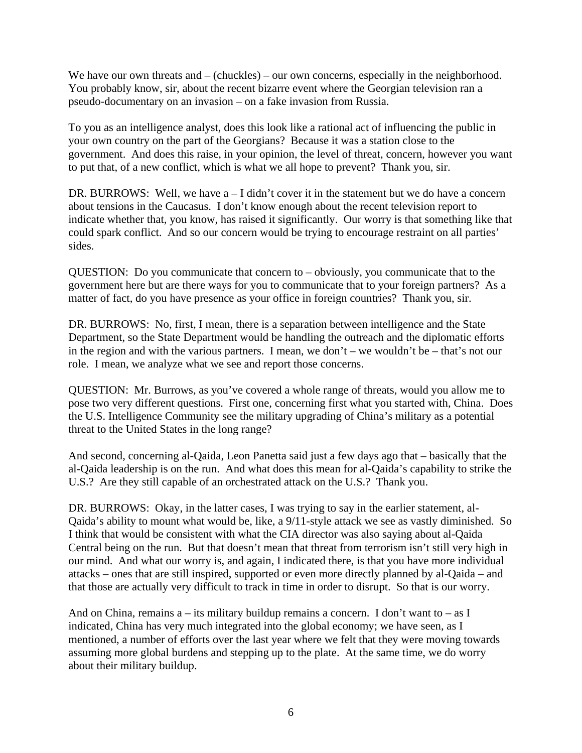We have our own threats and – (chuckles) – our own concerns, especially in the neighborhood. You probably know, sir, about the recent bizarre event where the Georgian television ran a pseudo-documentary on an invasion – on a fake invasion from Russia.

To you as an intelligence analyst, does this look like a rational act of influencing the public in your own country on the part of the Georgians? Because it was a station close to the government. And does this raise, in your opinion, the level of threat, concern, however you want to put that, of a new conflict, which is what we all hope to prevent? Thank you, sir.

DR. BURROWS: Well, we have a – I didn't cover it in the statement but we do have a concern about tensions in the Caucasus. I don't know enough about the recent television report to indicate whether that, you know, has raised it significantly. Our worry is that something like that could spark conflict. And so our concern would be trying to encourage restraint on all parties' sides.

QUESTION: Do you communicate that concern to – obviously, you communicate that to the government here but are there ways for you to communicate that to your foreign partners? As a matter of fact, do you have presence as your office in foreign countries? Thank you, sir.

DR. BURROWS: No, first, I mean, there is a separation between intelligence and the State Department, so the State Department would be handling the outreach and the diplomatic efforts in the region and with the various partners. I mean, we don't – we wouldn't be – that's not our role. I mean, we analyze what we see and report those concerns.

QUESTION: Mr. Burrows, as you've covered a whole range of threats, would you allow me to pose two very different questions. First one, concerning first what you started with, China. Does the U.S. Intelligence Community see the military upgrading of China's military as a potential threat to the United States in the long range?

And second, concerning al-Qaida, Leon Panetta said just a few days ago that – basically that the al-Qaida leadership is on the run. And what does this mean for al-Qaida's capability to strike the U.S.? Are they still capable of an orchestrated attack on the U.S.? Thank you.

DR. BURROWS: Okay, in the latter cases, I was trying to say in the earlier statement, al-Qaida's ability to mount what would be, like, a 9/11-style attack we see as vastly diminished. So I think that would be consistent with what the CIA director was also saying about al-Qaida Central being on the run. But that doesn't mean that threat from terrorism isn't still very high in our mind. And what our worry is, and again, I indicated there, is that you have more individual attacks – ones that are still inspired, supported or even more directly planned by al-Qaida – and that those are actually very difficult to track in time in order to disrupt. So that is our worry.

And on China, remains a – its military buildup remains a concern. I don't want to – as I indicated, China has very much integrated into the global economy; we have seen, as I mentioned, a number of efforts over the last year where we felt that they were moving towards assuming more global burdens and stepping up to the plate. At the same time, we do worry about their military buildup.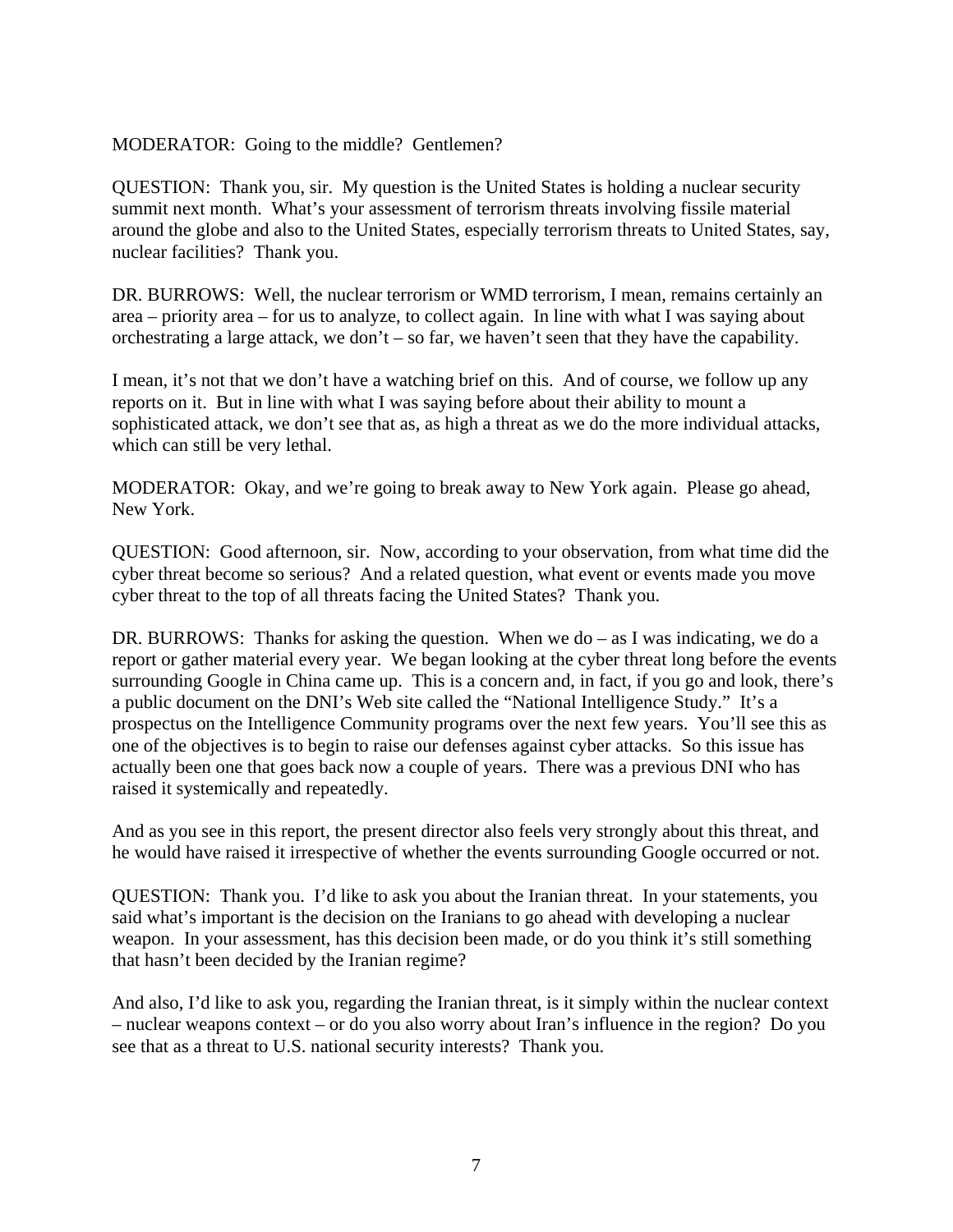MODERATOR: Going to the middle? Gentlemen?

QUESTION: Thank you, sir. My question is the United States is holding a nuclear security summit next month. What's your assessment of terrorism threats involving fissile material around the globe and also to the United States, especially terrorism threats to United States, say, nuclear facilities? Thank you.

DR. BURROWS: Well, the nuclear terrorism or WMD terrorism, I mean, remains certainly an area – priority area – for us to analyze, to collect again. In line with what I was saying about orchestrating a large attack, we don't – so far, we haven't seen that they have the capability.

I mean, it's not that we don't have a watching brief on this. And of course, we follow up any reports on it. But in line with what I was saying before about their ability to mount a sophisticated attack, we don't see that as, as high a threat as we do the more individual attacks, which can still be very lethal.

MODERATOR: Okay, and we're going to break away to New York again. Please go ahead, New York.

QUESTION: Good afternoon, sir. Now, according to your observation, from what time did the cyber threat become so serious? And a related question, what event or events made you move cyber threat to the top of all threats facing the United States? Thank you.

DR. BURROWS: Thanks for asking the question. When we do – as I was indicating, we do a report or gather material every year. We began looking at the cyber threat long before the events surrounding Google in China came up. This is a concern and, in fact, if you go and look, there's a public document on the DNI's Web site called the "National Intelligence Study." It's a prospectus on the Intelligence Community programs over the next few years. You'll see this as one of the objectives is to begin to raise our defenses against cyber attacks. So this issue has actually been one that goes back now a couple of years. There was a previous DNI who has raised it systemically and repeatedly.

And as you see in this report, the present director also feels very strongly about this threat, and he would have raised it irrespective of whether the events surrounding Google occurred or not.

QUESTION: Thank you. I'd like to ask you about the Iranian threat. In your statements, you said what's important is the decision on the Iranians to go ahead with developing a nuclear weapon. In your assessment, has this decision been made, or do you think it's still something that hasn't been decided by the Iranian regime?

And also, I'd like to ask you, regarding the Iranian threat, is it simply within the nuclear context – nuclear weapons context – or do you also worry about Iran's influence in the region? Do you see that as a threat to U.S. national security interests? Thank you.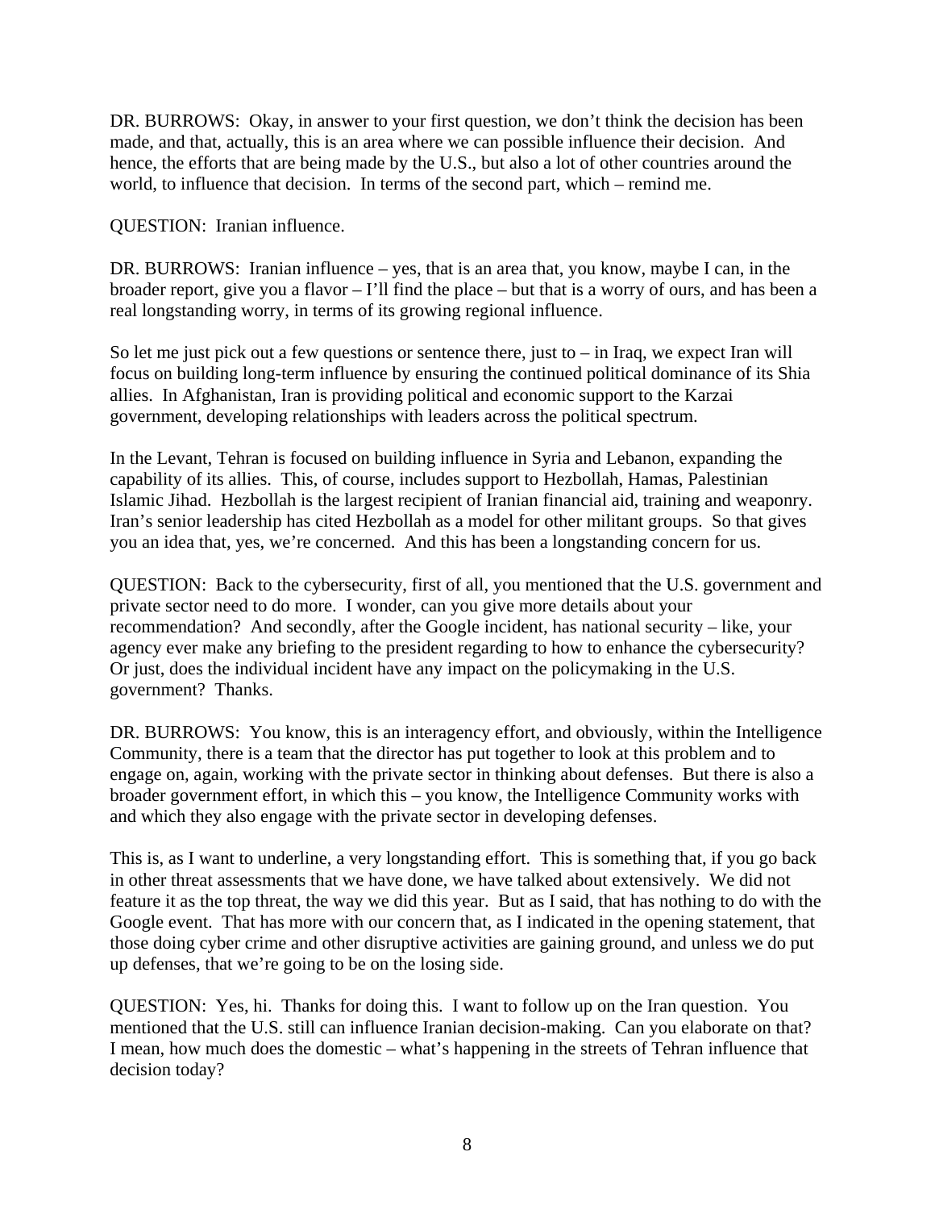DR. BURROWS: Okay, in answer to your first question, we don't think the decision has been made, and that, actually, this is an area where we can possible influence their decision. And hence, the efforts that are being made by the U.S., but also a lot of other countries around the world, to influence that decision. In terms of the second part, which – remind me.

QUESTION: Iranian influence.

DR. BURROWS: Iranian influence – yes, that is an area that, you know, maybe I can, in the broader report, give you a flavor – I'll find the place – but that is a worry of ours, and has been a real longstanding worry, in terms of its growing regional influence.

So let me just pick out a few questions or sentence there, just to – in Iraq, we expect Iran will focus on building long-term influence by ensuring the continued political dominance of its Shia allies. In Afghanistan, Iran is providing political and economic support to the Karzai government, developing relationships with leaders across the political spectrum.

In the Levant, Tehran is focused on building influence in Syria and Lebanon, expanding the capability of its allies. This, of course, includes support to Hezbollah, Hamas, Palestinian Islamic Jihad. Hezbollah is the largest recipient of Iranian financial aid, training and weaponry. Iran's senior leadership has cited Hezbollah as a model for other militant groups. So that gives you an idea that, yes, we're concerned. And this has been a longstanding concern for us.

QUESTION: Back to the cybersecurity, first of all, you mentioned that the U.S. government and private sector need to do more. I wonder, can you give more details about your recommendation? And secondly, after the Google incident, has national security – like, your agency ever make any briefing to the president regarding to how to enhance the cybersecurity? Or just, does the individual incident have any impact on the policymaking in the U.S. government? Thanks.

DR. BURROWS: You know, this is an interagency effort, and obviously, within the Intelligence Community, there is a team that the director has put together to look at this problem and to engage on, again, working with the private sector in thinking about defenses. But there is also a broader government effort, in which this – you know, the Intelligence Community works with and which they also engage with the private sector in developing defenses.

This is, as I want to underline, a very longstanding effort. This is something that, if you go back in other threat assessments that we have done, we have talked about extensively. We did not feature it as the top threat, the way we did this year. But as I said, that has nothing to do with the Google event. That has more with our concern that, as I indicated in the opening statement, that those doing cyber crime and other disruptive activities are gaining ground, and unless we do put up defenses, that we're going to be on the losing side.

QUESTION: Yes, hi. Thanks for doing this. I want to follow up on the Iran question. You mentioned that the U.S. still can influence Iranian decision-making. Can you elaborate on that? I mean, how much does the domestic – what's happening in the streets of Tehran influence that decision today?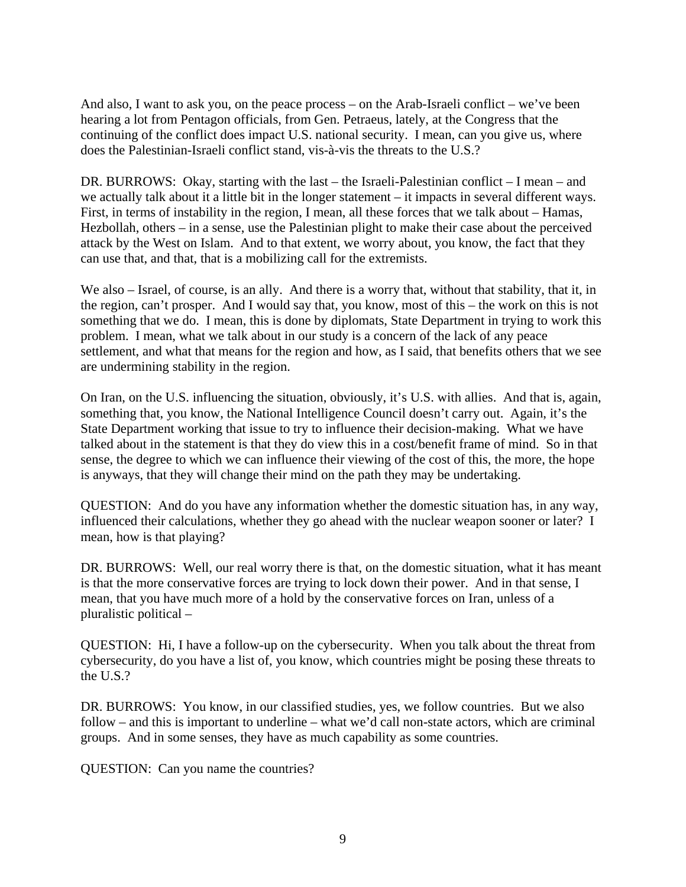And also, I want to ask you, on the peace process – on the Arab-Israeli conflict – we've been hearing a lot from Pentagon officials, from Gen. Petraeus, lately, at the Congress that the continuing of the conflict does impact U.S. national security. I mean, can you give us, where does the Palestinian-Israeli conflict stand, vis-à-vis the threats to the U.S.?

DR. BURROWS: Okay, starting with the last – the Israeli-Palestinian conflict – I mean – and we actually talk about it a little bit in the longer statement – it impacts in several different ways. First, in terms of instability in the region, I mean, all these forces that we talk about – Hamas, Hezbollah, others – in a sense, use the Palestinian plight to make their case about the perceived attack by the West on Islam. And to that extent, we worry about, you know, the fact that they can use that, and that, that is a mobilizing call for the extremists.

We also – Israel, of course, is an ally. And there is a worry that, without that stability, that it, in the region, can't prosper. And I would say that, you know, most of this – the work on this is not something that we do. I mean, this is done by diplomats, State Department in trying to work this problem. I mean, what we talk about in our study is a concern of the lack of any peace settlement, and what that means for the region and how, as I said, that benefits others that we see are undermining stability in the region.

On Iran, on the U.S. influencing the situation, obviously, it's U.S. with allies. And that is, again, something that, you know, the National Intelligence Council doesn't carry out. Again, it's the State Department working that issue to try to influence their decision-making. What we have talked about in the statement is that they do view this in a cost/benefit frame of mind. So in that sense, the degree to which we can influence their viewing of the cost of this, the more, the hope is anyways, that they will change their mind on the path they may be undertaking.

QUESTION: And do you have any information whether the domestic situation has, in any way, influenced their calculations, whether they go ahead with the nuclear weapon sooner or later? I mean, how is that playing?

DR. BURROWS: Well, our real worry there is that, on the domestic situation, what it has meant is that the more conservative forces are trying to lock down their power. And in that sense, I mean, that you have much more of a hold by the conservative forces on Iran, unless of a pluralistic political –

QUESTION: Hi, I have a follow-up on the cybersecurity. When you talk about the threat from cybersecurity, do you have a list of, you know, which countries might be posing these threats to the U.S.?

DR. BURROWS: You know, in our classified studies, yes, we follow countries. But we also follow – and this is important to underline – what we'd call non-state actors, which are criminal groups. And in some senses, they have as much capability as some countries.

QUESTION: Can you name the countries?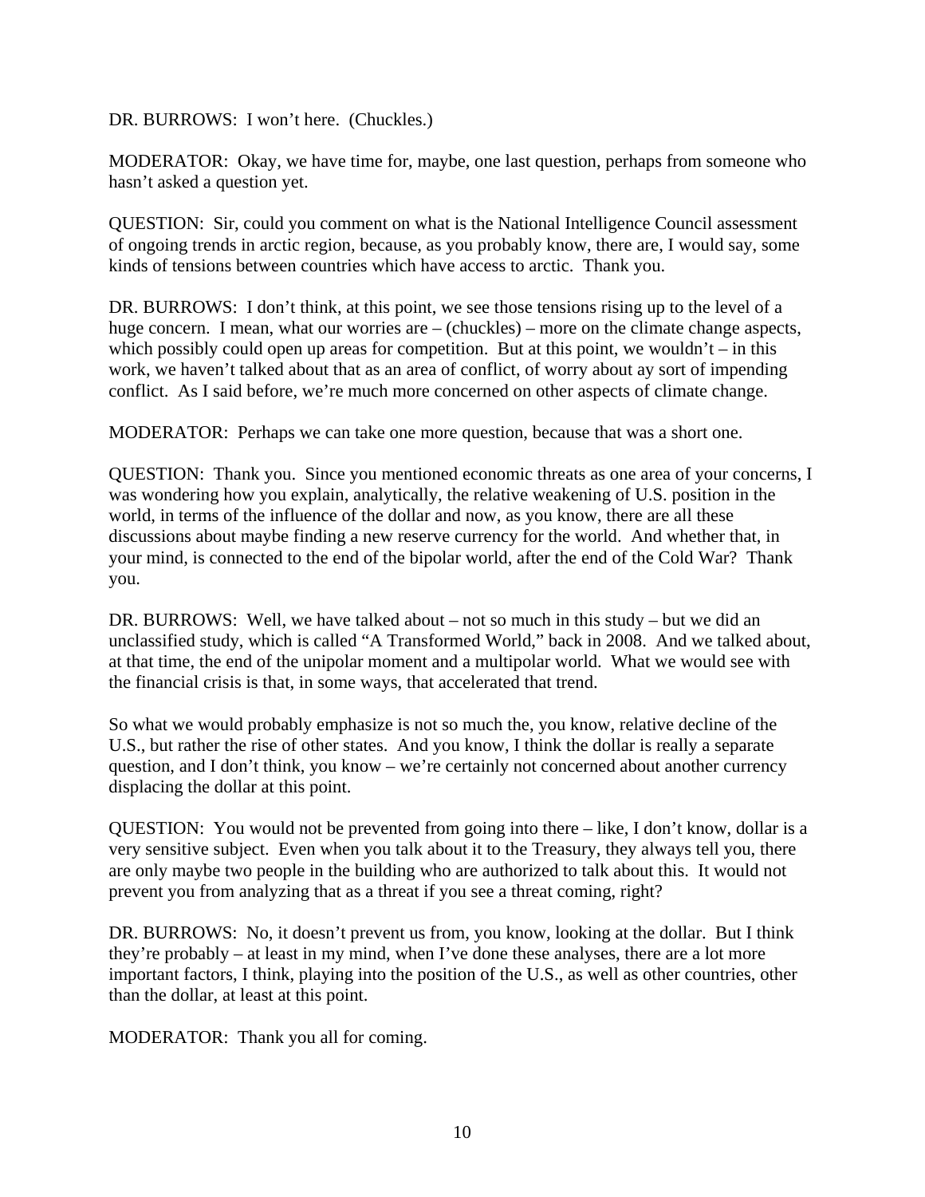DR. BURROWS: I won't here. (Chuckles.)

MODERATOR: Okay, we have time for, maybe, one last question, perhaps from someone who hasn't asked a question yet.

QUESTION: Sir, could you comment on what is the National Intelligence Council assessment of ongoing trends in arctic region, because, as you probably know, there are, I would say, some kinds of tensions between countries which have access to arctic. Thank you.

DR. BURROWS: I don't think, at this point, we see those tensions rising up to the level of a huge concern. I mean, what our worries are – (chuckles) – more on the climate change aspects, which possibly could open up areas for competition. But at this point, we wouldn't – in this work, we haven't talked about that as an area of conflict, of worry about ay sort of impending conflict. As I said before, we're much more concerned on other aspects of climate change.

MODERATOR: Perhaps we can take one more question, because that was a short one.

QUESTION: Thank you. Since you mentioned economic threats as one area of your concerns, I was wondering how you explain, analytically, the relative weakening of U.S. position in the world, in terms of the influence of the dollar and now, as you know, there are all these discussions about maybe finding a new reserve currency for the world. And whether that, in your mind, is connected to the end of the bipolar world, after the end of the Cold War? Thank you.

DR. BURROWS: Well, we have talked about – not so much in this study – but we did an unclassified study, which is called "A Transformed World," back in 2008. And we talked about, at that time, the end of the unipolar moment and a multipolar world. What we would see with the financial crisis is that, in some ways, that accelerated that trend.

So what we would probably emphasize is not so much the, you know, relative decline of the U.S., but rather the rise of other states. And you know, I think the dollar is really a separate question, and I don't think, you know – we're certainly not concerned about another currency displacing the dollar at this point.

QUESTION: You would not be prevented from going into there – like, I don't know, dollar is a very sensitive subject. Even when you talk about it to the Treasury, they always tell you, there are only maybe two people in the building who are authorized to talk about this. It would not prevent you from analyzing that as a threat if you see a threat coming, right?

DR. BURROWS: No, it doesn't prevent us from, you know, looking at the dollar. But I think they're probably – at least in my mind, when I've done these analyses, there are a lot more important factors, I think, playing into the position of the U.S., as well as other countries, other than the dollar, at least at this point.

MODERATOR: Thank you all for coming.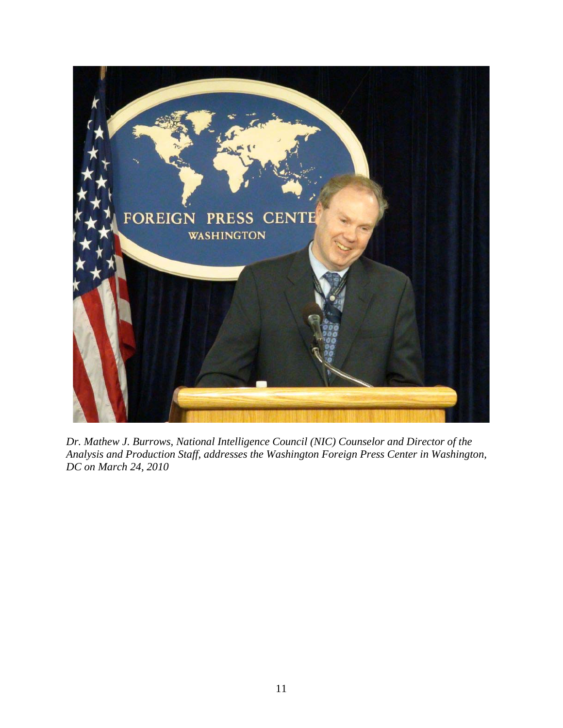*Dr. Mathew J. Burrows, National Intelligence Council (NIC) Counselor and Director of the Analysis and Production Staff, addresses the Washington Foreign Press Center in Washington, DC on March 24, 2010*